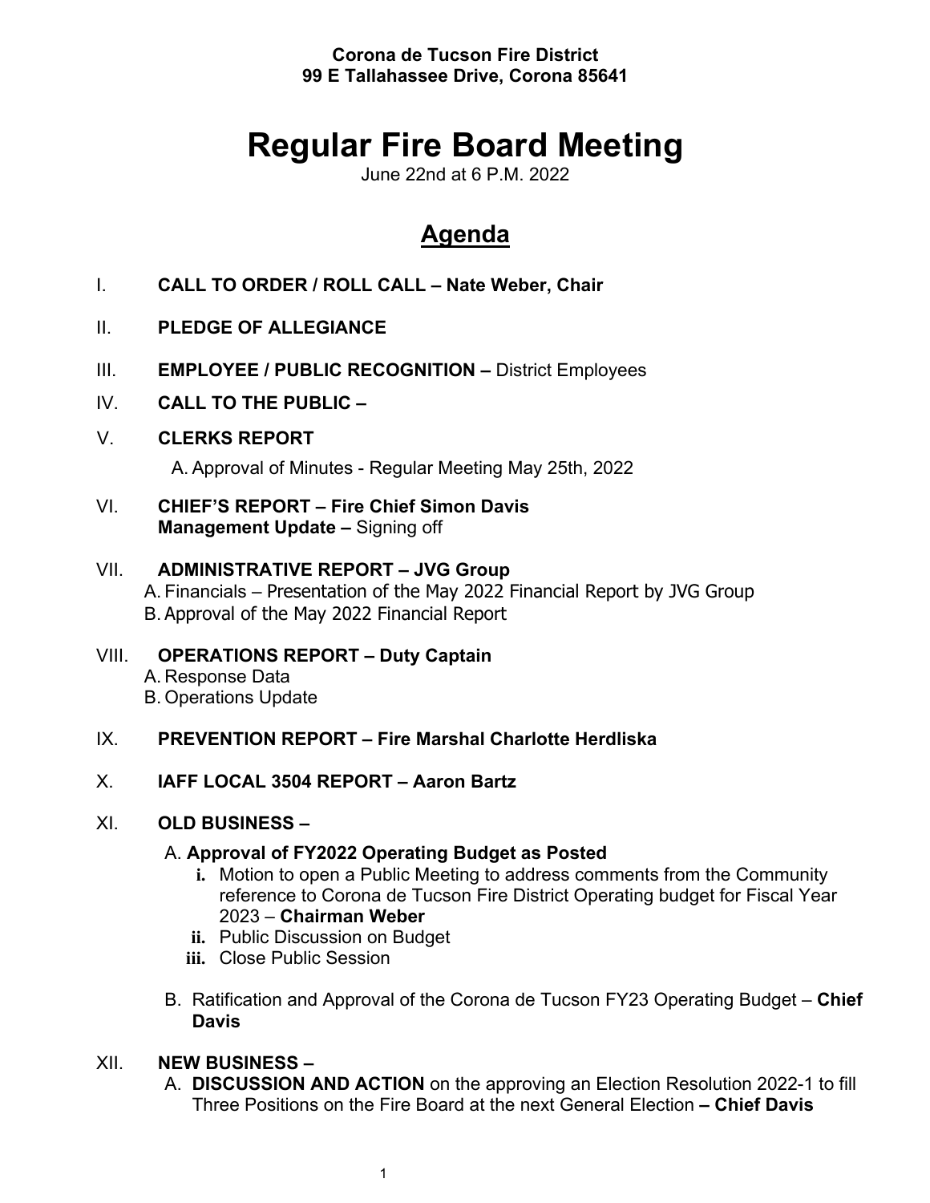**Corona de Tucson Fire District**
**99 E Tallahassee Drive, Corona 85641**

# Regular Fire Board Meeting

June 22nd at 6 P.M. 2022

## Agenda

I. **CALL TO ORDER / ROLL CALL – Nate Weber, Chair**

II. **PLEDGE OF ALLEGIANCE**

III. **EMPLOYEE / PUBLIC RECOGNITION –** District Employees

IV. **CALL TO THE PUBLIC –**

V. **CLERKS REPORT**

A. Approval of Minutes - Regular Meeting May 25th, 2022

VI. **CHIEF'S REPORT – Fire Chief Simon Davis**
**Management Update –** Signing off

VII. **ADMINISTRATIVE REPORT – JVG Group**

A. Financials – Presentation of the May 2022 Financial Report by JVG Group
B. Approval of the May 2022 Financial Report

VIII. **OPERATIONS REPORT – Duty Captain**

A. Response Data
B. Operations Update

IX. **PREVENTION REPORT – Fire Marshal Charlotte Herdliska**

X. **IAFF LOCAL 3504 REPORT – Aaron Bartz**

XI. **OLD BUSINESS –**

A. **Approval of FY2022 Operating Budget as Posted**

- **i.** Motion to open a Public Meeting to address comments from the Community reference to Corona de Tucson Fire District Operating budget for Fiscal Year 2023 – **Chairman Weber**
- **ii.** Public Discussion on Budget
- **iii.** Close Public Session

B. Ratification and Approval of the Corona de Tucson FY23 Operating Budget – **Chief Davis**

XII. **NEW BUSINESS –**

A. **DISCUSSION AND ACTION** on the approving an Election Resolution 2022-1 to fill Three Positions on the Fire Board at the next General Election **– Chief Davis**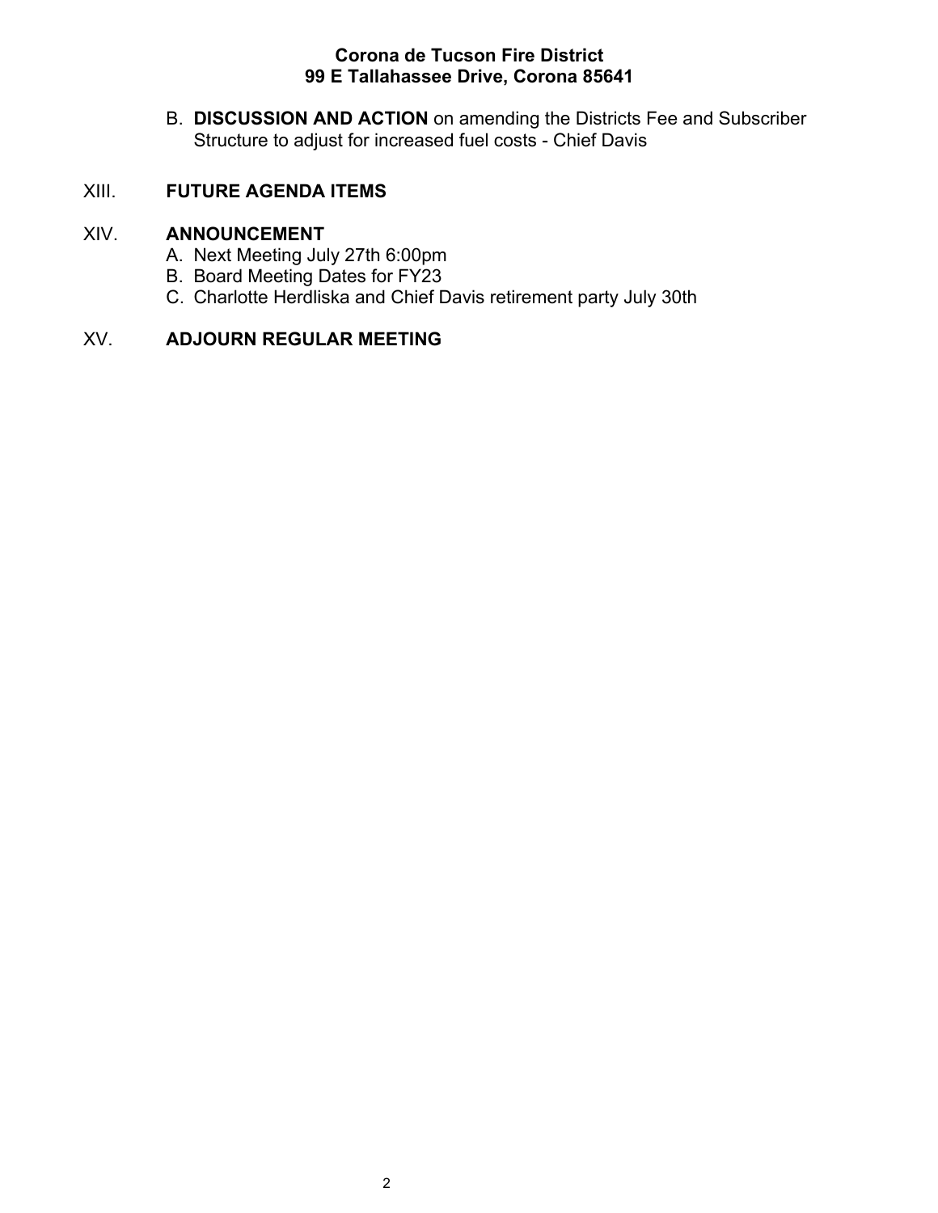**Corona de Tucson Fire District**
**99 E Tallahassee Drive, Corona 85641**

B. **DISCUSSION AND ACTION** on amending the Districts Fee and Subscriber Structure to adjust for increased fuel costs - Chief Davis

XIII. **FUTURE AGENDA ITEMS**

XIV. **ANNOUNCEMENT**

A. Next Meeting July 27th 6:00pm
B. Board Meeting Dates for FY23
C. Charlotte Herdliska and Chief Davis retirement party July 30th

XV. **ADJOURN REGULAR MEETING**